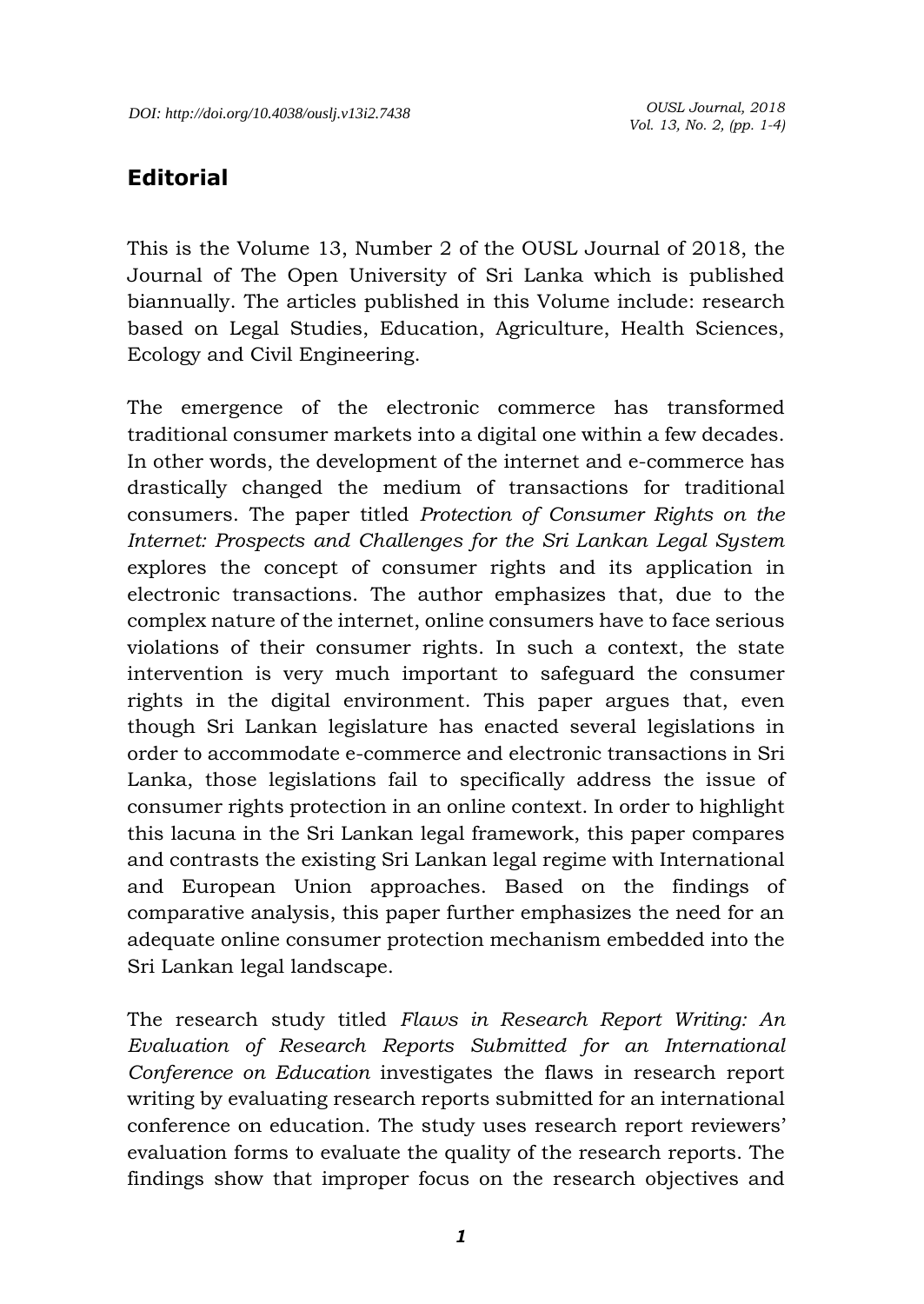## Editorial

This is the Volume 13, Number 2 of the OUSL Journal of 2018, the Journal of The Open University of Sri Lanka which is published biannually. The articles published in this Volume include: research based on Legal Studies, Education, Agriculture, Health Sciences, Ecology and Civil Engineering.

The emergence of the electronic commerce has transformed traditional consumer markets into a digital one within a few decades. In other words, the development of the internet and e-commerce has drastically changed the medium of transactions for traditional consumers. The paper titled *Protection of Consumer Rights on the Internet: Prospects and Challenges for the Sri Lankan Legal System* explores the concept of consumer rights and its application in electronic transactions. The author emphasizes that, due to the complex nature of the internet, online consumers have to face serious violations of their consumer rights. In such a context, the state intervention is very much important to safeguard the consumer rights in the digital environment. This paper argues that, even though Sri Lankan legislature has enacted several legislations in order to accommodate e-commerce and electronic transactions in Sri Lanka, those legislations fail to specifically address the issue of consumer rights protection in an online context. In order to highlight this lacuna in the Sri Lankan legal framework, this paper compares and contrasts the existing Sri Lankan legal regime with International and European Union approaches. Based on the findings of comparative analysis, this paper further emphasizes the need for an adequate online consumer protection mechanism embedded into the Sri Lankan legal landscape.

The research study titled *Flaws in Research Report Writing: An Evaluation of Research Reports Submitted for an International Conference on Education* investigates the flaws in research report writing by evaluating research reports submitted for an international conference on education. The study uses research report reviewers' evaluation forms to evaluate the quality of the research reports. The findings show that improper focus on the research objectives and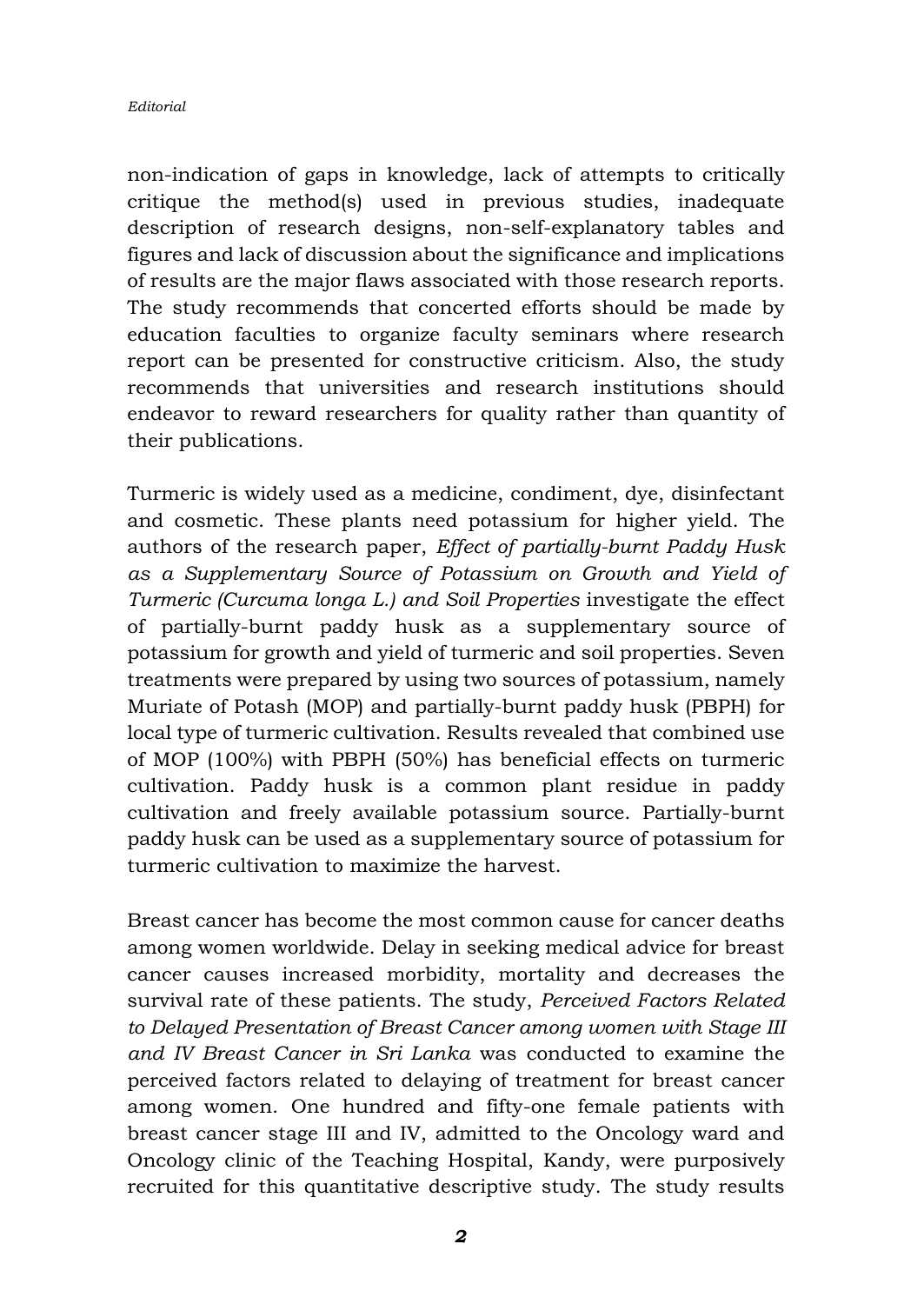non-indication of gaps in knowledge, lack of attempts to critically critique the method(s) used in previous studies, inadequate description of research designs, non-self-explanatory tables and figures and lack of discussion about the significance and implications of results are the major flaws associated with those research reports. The study recommends that concerted efforts should be made by education faculties to organize faculty seminars where research report can be presented for constructive criticism. Also, the study recommends that universities and research institutions should endeavor to reward researchers for quality rather than quantity of their publications.

Turmeric is widely used as a medicine, condiment, dye, disinfectant and cosmetic. These plants need potassium for higher yield. The authors of the research paper, *Effect of partially-burnt Paddy Husk as a Supplementary Source of Potassium on Growth and Yield of Turmeric (Curcuma longa L.) and Soil Properties* investigate the effect of partially-burnt paddy husk as a supplementary source of potassium for growth and yield of turmeric and soil properties. Seven treatments were prepared by using two sources of potassium, namely Muriate of Potash (MOP) and partially-burnt paddy husk (PBPH) for local type of turmeric cultivation. Results revealed that combined use of MOP (100%) with PBPH (50%) has beneficial effects on turmeric cultivation. Paddy husk is a common plant residue in paddy cultivation and freely available potassium source. Partially-burnt paddy husk can be used as a supplementary source of potassium for turmeric cultivation to maximize the harvest.

Breast cancer has become the most common cause for cancer deaths among women worldwide. Delay in seeking medical advice for breast cancer causes increased morbidity, mortality and decreases the survival rate of these patients. The study, *Perceived Factors Related to Delayed Presentation of Breast Cancer among women with Stage III and IV Breast Cancer in Sri Lanka* was conducted to examine the perceived factors related to delaying of treatment for breast cancer among women. One hundred and fifty-one female patients with breast cancer stage III and IV, admitted to the Oncology ward and Oncology clinic of the Teaching Hospital, Kandy, were purposively recruited for this quantitative descriptive study. The study results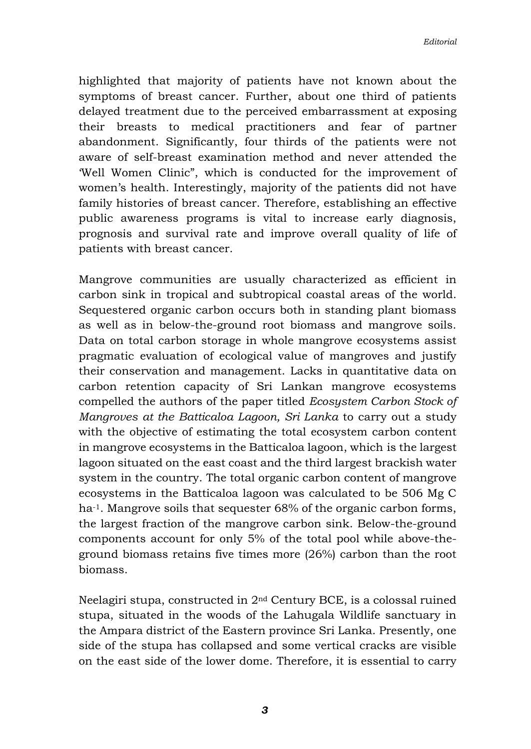highlighted that majority of patients have not known about the symptoms of breast cancer. Further, about one third of patients delayed treatment due to the perceived embarrassment at exposing their breasts to medical practitioners and fear of partner abandonment. Significantly, four thirds of the patients were not aware of self-breast examination method and never attended the 'Well Women Clinic", which is conducted for the improvement of women's health. Interestingly, majority of the patients did not have family histories of breast cancer. Therefore, establishing an effective public awareness programs is vital to increase early diagnosis, prognosis and survival rate and improve overall quality of life of patients with breast cancer.

Mangrove communities are usually characterized as efficient in carbon sink in tropical and subtropical coastal areas of the world. Sequestered organic carbon occurs both in standing plant biomass as well as in below-the-ground root biomass and mangrove soils. Data on total carbon storage in whole mangrove ecosystems assist pragmatic evaluation of ecological value of mangroves and justify their conservation and management. Lacks in quantitative data on carbon retention capacity of Sri Lankan mangrove ecosystems compelled the authors of the paper titled *Ecosystem Carbon Stock of Mangroves at the Batticaloa Lagoon, Sri Lanka* to carry out a study with the objective of estimating the total ecosystem carbon content in mangrove ecosystems in the Batticaloa lagoon, which is the largest lagoon situated on the east coast and the third largest brackish water system in the country. The total organic carbon content of mangrove ecosystems in the Batticaloa lagoon was calculated to be 506 Mg C $ha^{-1}$. Mangrove soils that sequester 68% of the organic carbon forms, the largest fraction of the mangrove carbon sink. Below-the-ground components account for only 5% of the total pool while above-the-ground biomass retains five times more (26%) carbon than the root biomass.

Neelagiri stupa, constructed in 2$^{nd}$ Century BCE, is a colossal ruined stupa, situated in the woods of the Lahugala Wildlife sanctuary in the Ampara district of the Eastern province Sri Lanka. Presently, one side of the stupa has collapsed and some vertical cracks are visible on the east side of the lower dome. Therefore, it is essential to carry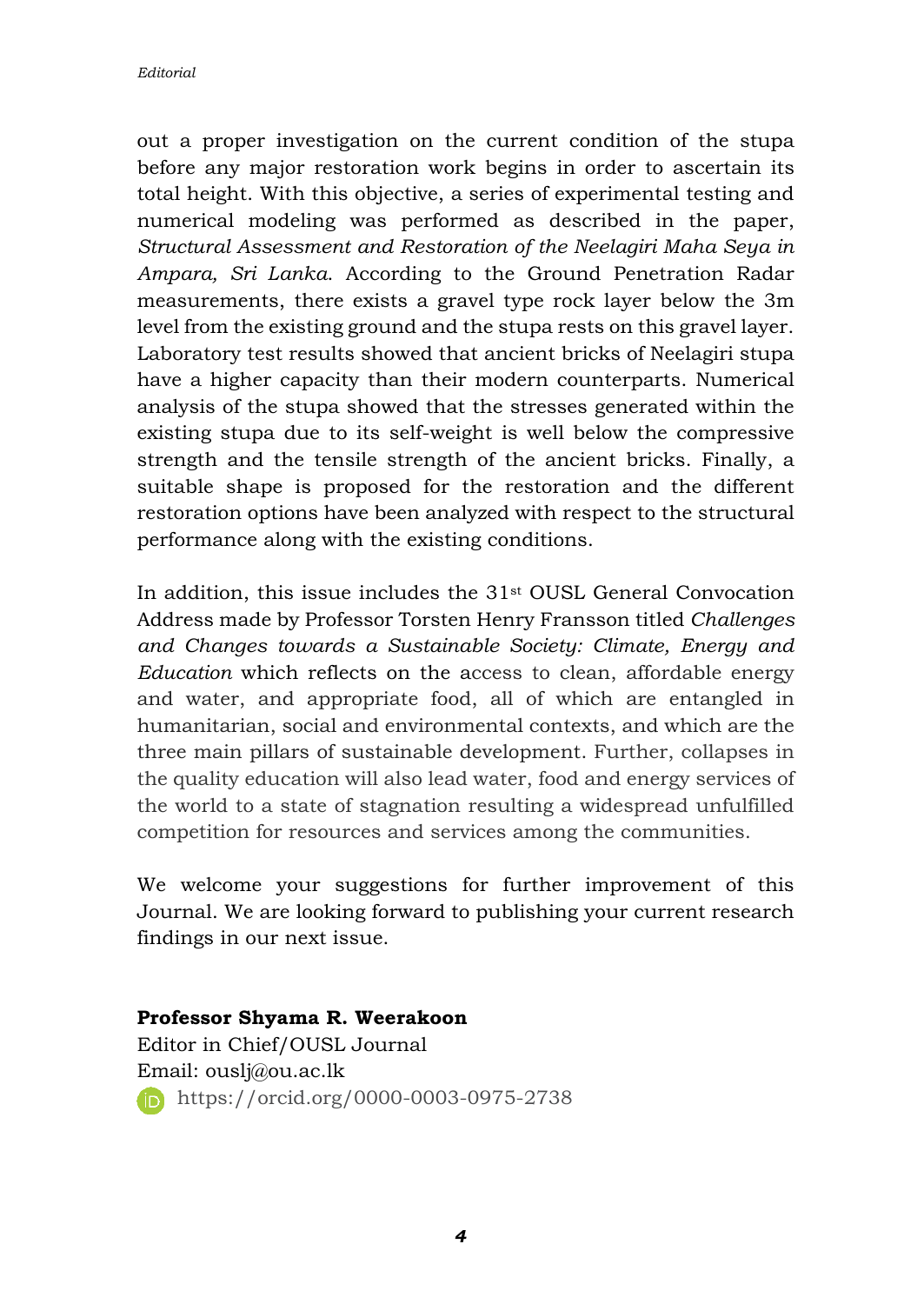out a proper investigation on the current condition of the stupa before any major restoration work begins in order to ascertain its total height. With this objective, a series of experimental testing and numerical modeling was performed as described in the paper, *Structural Assessment and Restoration of the Neelagiri Maha Seya in Ampara, Sri Lanka*. According to the Ground Penetration Radar measurements, there exists a gravel type rock layer below the 3m level from the existing ground and the stupa rests on this gravel layer. Laboratory test results showed that ancient bricks of Neelagiri stupa have a higher capacity than their modern counterparts. Numerical analysis of the stupa showed that the stresses generated within the existing stupa due to its self-weight is well below the compressive strength and the tensile strength of the ancient bricks. Finally, a suitable shape is proposed for the restoration and the different restoration options have been analyzed with respect to the structural performance along with the existing conditions.

In addition, this issue includes the 31st OUSL General Convocation Address made by Professor Torsten Henry Fransson titled *Challenges and Changes towards a Sustainable Society: Climate, Energy and Education* which reflects on the access to clean, affordable energy and water, and appropriate food, all of which are entangled in humanitarian, social and environmental contexts, and which are the three main pillars of sustainable development. Further, collapses in the quality education will also lead water, food and energy services of the world to a state of stagnation resulting a widespread unfulfilled competition for resources and services among the communities.

We welcome your suggestions for further improvement of this Journal. We are looking forward to publishing your current research findings in our next issue.

**Professor Shyama R. Weerakoon**
Editor in Chief/OUSL Journal
Email: ouslj@ou.ac.lk
https://orcid.org/0000-0003-0975-2738